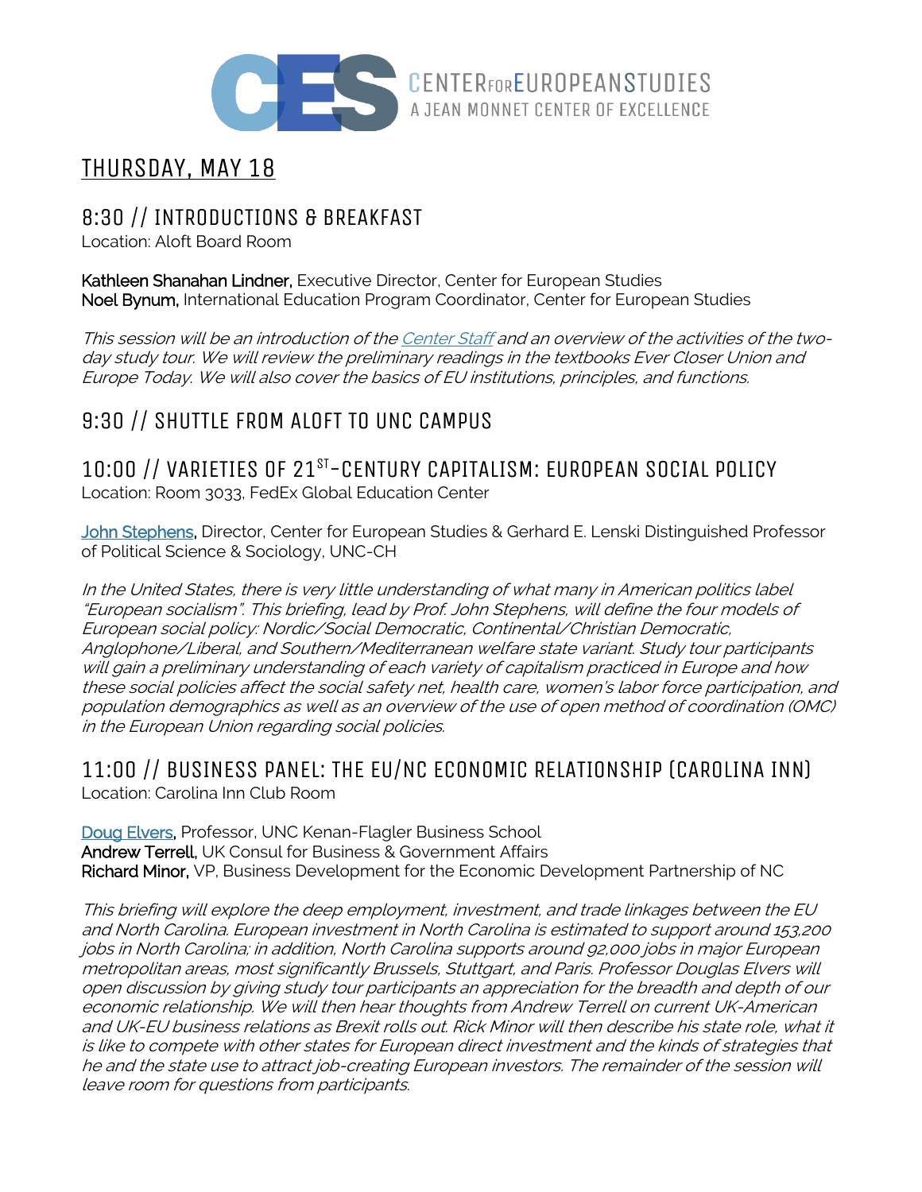CENTER FOR EUROPEAN STUDIES
A JEAN MONNET CENTER OF EXCELLENCE

# THURSDAY, MAY 18

## 8:30 // INTRODUCTIONS & BREAKFAST

Location: Aloft Board Room

**Kathleen Shanahan Lindner,** Executive Director, Center for European Studies
**Noel Bynum,** International Education Program Coordinator, Center for European Studies

*This session will be an introduction of the Center Staff and an overview of the activities of the two-day study tour. We will review the preliminary readings in the textbooks Ever Closer Union and Europe Today. We will also cover the basics of EU institutions, principles, and functions.*

## 9:30 // SHUTTLE FROM ALOFT TO UNC CAMPUS

## 10:00 // VARIETIES OF 21ST-CENTURY CAPITALISM: EUROPEAN SOCIAL POLICY

Location: Room 3033, FedEx Global Education Center

John Stephens, Director, Center for European Studies & Gerhard E. Lenski Distinguished Professor of Political Science & Sociology, UNC-CH

*In the United States, there is very little understanding of what many in American politics label "European socialism". This briefing, lead by Prof. John Stephens, will define the four models of European social policy: Nordic/Social Democratic, Continental/Christian Democratic, Anglophone/Liberal, and Southern/Mediterranean welfare state variant. Study tour participants will gain a preliminary understanding of each variety of capitalism practiced in Europe and how these social policies affect the social safety net, health care, women's labor force participation, and population demographics as well as an overview of the use of open method of coordination (OMC) in the European Union regarding social policies.*

## 11:00 // BUSINESS PANEL: THE EU/NC ECONOMIC RELATIONSHIP (CAROLINA INN)

Location: Carolina Inn Club Room

Doug Elvers, Professor, UNC Kenan-Flagler Business School
**Andrew Terrell,** UK Consul for Business & Government Affairs
**Richard Minor,** VP, Business Development for the Economic Development Partnership of NC

*This briefing will explore the deep employment, investment, and trade linkages between the EU and North Carolina. European investment in North Carolina is estimated to support around 153,200 jobs in North Carolina; in addition, North Carolina supports around 92,000 jobs in major European metropolitan areas, most significantly Brussels, Stuttgart, and Paris. Professor Douglas Elvers will open discussion by giving study tour participants an appreciation for the breadth and depth of our economic relationship. We will then hear thoughts from Andrew Terrell on current UK-American and UK-EU business relations as Brexit rolls out. Rick Minor will then describe his state role, what it is like to compete with other states for European direct investment and the kinds of strategies that he and the state use to attract job-creating European investors. The remainder of the session will leave room for questions from participants.*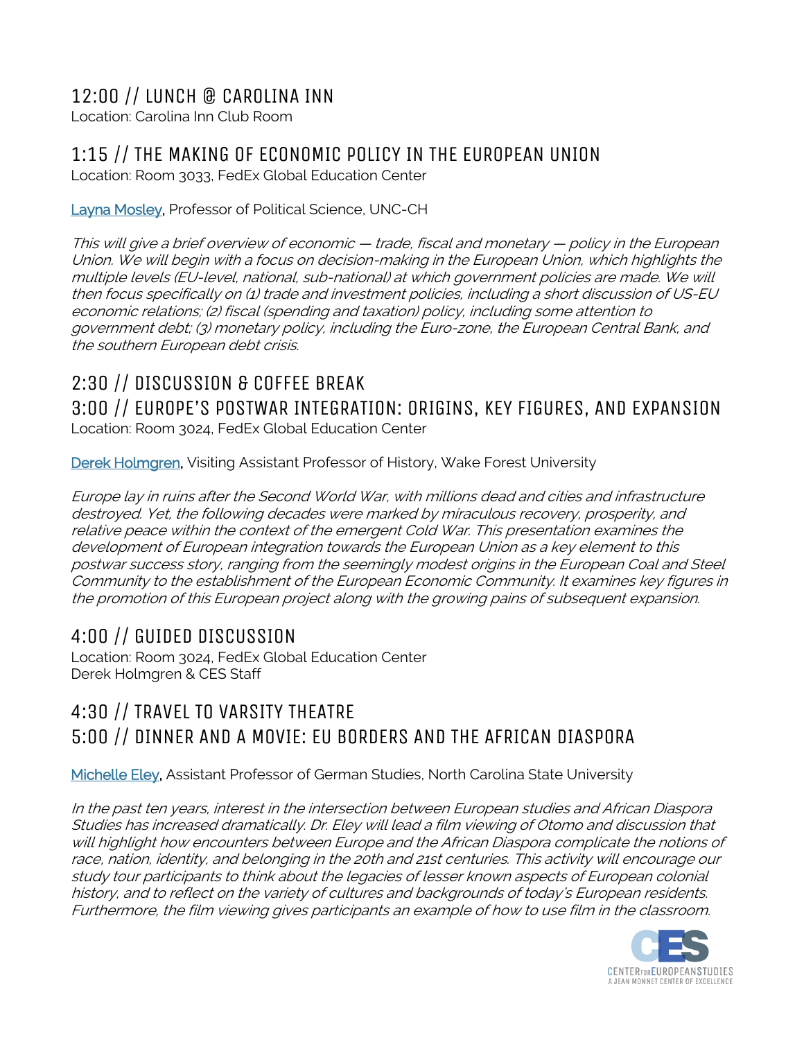## 12:00 // LUNCH @ CAROLINA INN

Location: Carolina Inn Club Room

## 1:15 // THE MAKING OF ECONOMIC POLICY IN THE EUROPEAN UNION

Location: Room 3033, FedEx Global Education Center

Layna Mosley, Professor of Political Science, UNC-CH

*This will give a brief overview of economic — trade, fiscal and monetary — policy in the European Union. We will begin with a focus on decision-making in the European Union, which highlights the multiple levels (EU-level, national, sub-national) at which government policies are made. We will then focus specifically on (1) trade and investment policies, including a short discussion of US-EU economic relations; (2) fiscal (spending and taxation) policy, including some attention to government debt; (3) monetary policy, including the Euro-zone, the European Central Bank, and the southern European debt crisis.*

## 2:30 // DISCUSSION & COFFEE BREAK

## 3:00 // EUROPE'S POSTWAR INTEGRATION: ORIGINS, KEY FIGURES, AND EXPANSION

Location: Room 3024, FedEx Global Education Center

Derek Holmgren, Visiting Assistant Professor of History, Wake Forest University

*Europe lay in ruins after the Second World War, with millions dead and cities and infrastructure destroyed. Yet, the following decades were marked by miraculous recovery, prosperity, and relative peace within the context of the emergent Cold War. This presentation examines the development of European integration towards the European Union as a key element to this postwar success story, ranging from the seemingly modest origins in the European Coal and Steel Community to the establishment of the European Economic Community. It examines key figures in the promotion of this European project along with the growing pains of subsequent expansion.*

## 4:00 // GUIDED DISCUSSION

Location: Room 3024, FedEx Global Education Center
Derek Holmgren & CES Staff

## 4:30 // TRAVEL TO VARSITY THEATRE

## 5:00 // DINNER AND A MOVIE: EU BORDERS AND THE AFRICAN DIASPORA

Michelle Eley, Assistant Professor of German Studies, North Carolina State University

*In the past ten years, interest in the intersection between European studies and African Diaspora Studies has increased dramatically. Dr. Eley will lead a film viewing of Otomo and discussion that will highlight how encounters between Europe and the African Diaspora complicate the notions of race, nation, identity, and belonging in the 20th and 21st centuries. This activity will encourage our study tour participants to think about the legacies of lesser known aspects of European colonial history, and to reflect on the variety of cultures and backgrounds of today's European residents. Furthermore, the film viewing gives participants an example of how to use film in the classroom.*

CES
CENTER FOR EUROPEAN STUDIES
A JEAN MONNET CENTER OF EXCELLENCE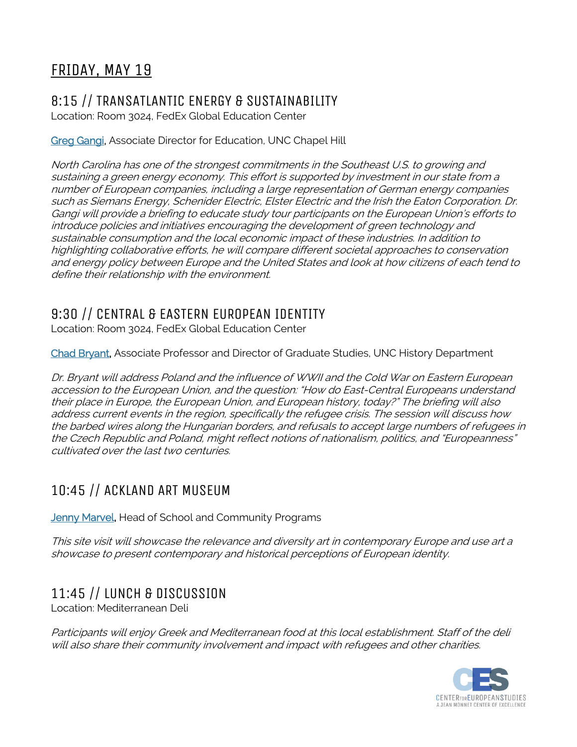## FRIDAY, MAY 19

### 8:15 // TRANSATLANTIC ENERGY & SUSTAINABILITY

Location: Room 3024, FedEx Global Education Center

Greg Gangi, Associate Director for Education, UNC Chapel Hill

*North Carolina has one of the strongest commitments in the Southeast U.S. to growing and sustaining a green energy economy. This effort is supported by investment in our state from a number of European companies, including a large representation of German energy companies such as Siemans Energy, Schenider Electric, Elster Electric and the Irish the Eaton Corporation. Dr. Gangi will provide a briefing to educate study tour participants on the European Union's efforts to introduce policies and initiatives encouraging the development of green technology and sustainable consumption and the local economic impact of these industries. In addition to highlighting collaborative efforts, he will compare different societal approaches to conservation and energy policy between Europe and the United States and look at how citizens of each tend to define their relationship with the environment.*

### 9:30 // CENTRAL & EASTERN EUROPEAN IDENTITY

Location: Room 3024, FedEx Global Education Center

Chad Bryant, Associate Professor and Director of Graduate Studies, UNC History Department

*Dr. Bryant will address Poland and the influence of WWII and the Cold War on Eastern European accession to the European Union, and the question: "How do East-Central Europeans understand their place in Europe, the European Union, and European history, today?" The briefing will also address current events in the region, specifically the refugee crisis. The session will discuss how the barbed wires along the Hungarian borders, and refusals to accept large numbers of refugees in the Czech Republic and Poland, might reflect notions of nationalism, politics, and "Europeanness" cultivated over the last two centuries.*

### 10:45 // ACKLAND ART MUSEUM

Jenny Marvel, Head of School and Community Programs

*This site visit will showcase the relevance and diversity art in contemporary Europe and use art a showcase to present contemporary and historical perceptions of European identity.*

### 11:45 // LUNCH & DISCUSSION

Location: Mediterranean Deli

*Participants will enjoy Greek and Mediterranean food at this local establishment. Staff of the deli will also share their community involvement and impact with refugees and other charities.*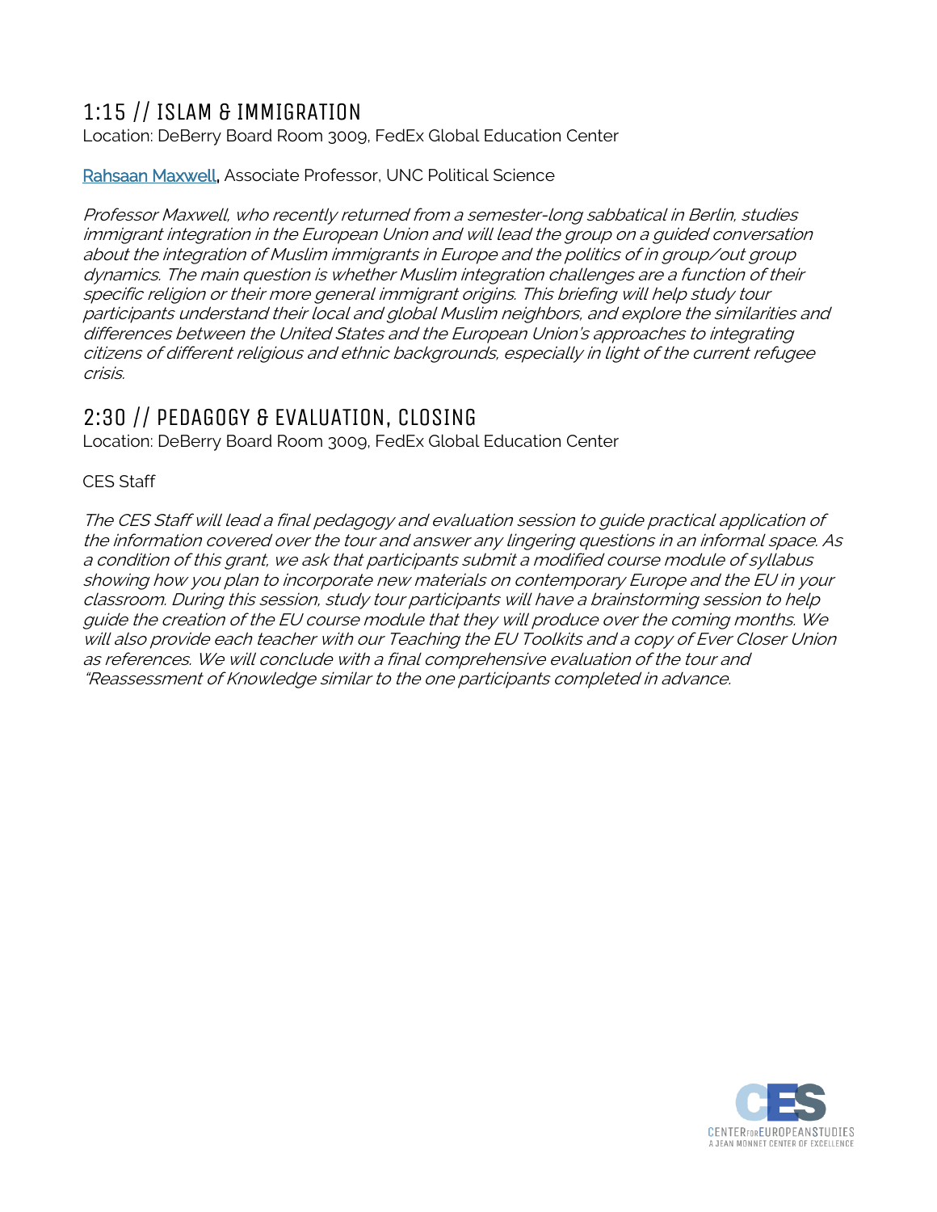## 1:15 // ISLAM & IMMIGRATION

Location: DeBerry Board Room 3009, FedEx Global Education Center

Rahsaan Maxwell, Associate Professor, UNC Political Science

*Professor Maxwell, who recently returned from a semester-long sabbatical in Berlin, studies immigrant integration in the European Union and will lead the group on a guided conversation about the integration of Muslim immigrants in Europe and the politics of in group/out group dynamics. The main question is whether Muslim integration challenges are a function of their specific religion or their more general immigrant origins. This briefing will help study tour participants understand their local and global Muslim neighbors, and explore the similarities and differences between the United States and the European Union's approaches to integrating citizens of different religious and ethnic backgrounds, especially in light of the current refugee crisis.*

## 2:30 // PEDAGOGY & EVALUATION, CLOSING

Location: DeBerry Board Room 3009, FedEx Global Education Center

CES Staff

*The CES Staff will lead a final pedagogy and evaluation session to guide practical application of the information covered over the tour and answer any lingering questions in an informal space. As a condition of this grant, we ask that participants submit a modified course module of syllabus showing how you plan to incorporate new materials on contemporary Europe and the EU in your classroom. During this session, study tour participants will have a brainstorming session to help guide the creation of the EU course module that they will produce over the coming months. We will also provide each teacher with our Teaching the EU Toolkits and a copy of Ever Closer Union as references. We will conclude with a final comprehensive evaluation of the tour and "Reassessment of Knowledge similar to the one participants completed in advance.*